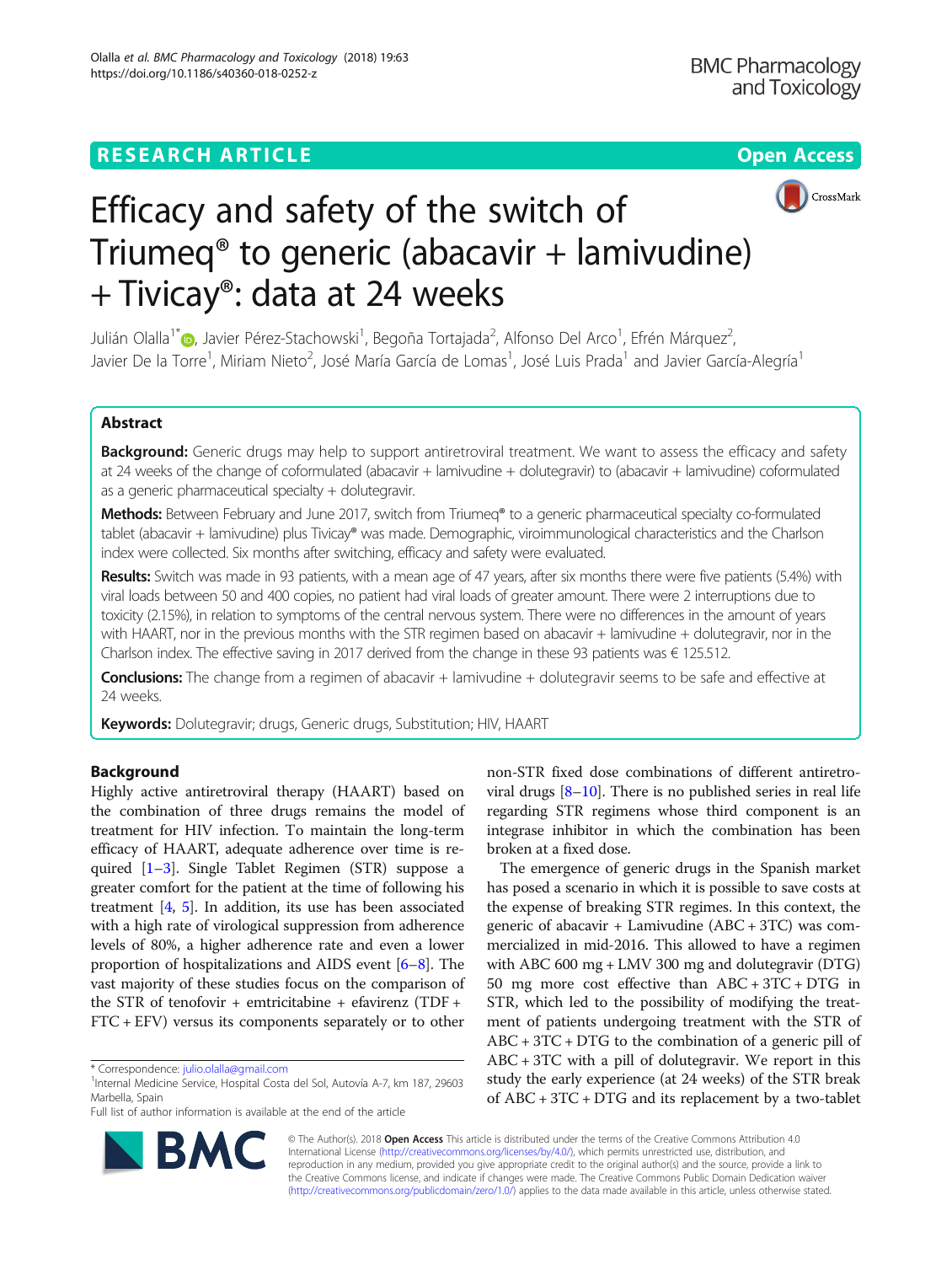# Efficacy and safety of the switch of Triumeq® to generic (abacavir + lamivudine) + Tivicay®: data at 24 weeks

Julián Olalla[1*], Javier Pérez-Stachowski[1], Begoña Tortajada[2], Alfonso Del Arco[1], Efrén Márquez[2], Javier De la Torre[1], Miriam Nieto[2], José María García de Lomas[1], José Luis Prada[1] and Javier García-Alegría[1]

## Abstract

**Background:** Generic drugs may help to support antiretroviral treatment. We want to assess the efficacy and safety at 24 weeks of the change of coformulated (abacavir + lamivudine + dolutegravir) to (abacavir + lamivudine) coformulated as a generic pharmaceutical specialty + dolutegravir.

**Methods:** Between February and June 2017, switch from Triumeq® to a generic pharmaceutical specialty co-formulated tablet (abacavir + lamivudine) plus Tivicay® was made. Demographic, viroimmunological characteristics and the Charlson index were collected. Six months after switching, efficacy and safety were evaluated.

**Results:** Switch was made in 93 patients, with a mean age of 47 years, after six months there were five patients (5.4%) with viral loads between 50 and 400 copies, no patient had viral loads of greater amount. There were 2 interruptions due to toxicity (2.15%), in relation to symptoms of the central nervous system. There were no differences in the amount of years with HAART, nor in the previous months with the STR regimen based on abacavir + lamivudine + dolutegravir, nor in the Charlson index. The effective saving in 2017 derived from the change in these 93 patients was € 125.512.

**Conclusions:** The change from a regimen of abacavir + lamivudine + dolutegravir seems to be safe and effective at 24 weeks.

**Keywords:** Dolutegravir; drugs, Generic drugs, Substitution; HIV, HAART

## Background

Highly active antiretroviral therapy (HAART) based on the combination of three drugs remains the model of treatment for HIV infection. To maintain the long-term efficacy of HAART, adequate adherence over time is required [1–3]. Single Tablet Regimen (STR) suppose a greater comfort for the patient at the time of following his treatment [4, 5]. In addition, its use has been associated with a high rate of virological suppression from adherence levels of 80%, a higher adherence rate and even a lower proportion of hospitalizations and AIDS event [6–8]. The vast majority of these studies focus on the comparison of the STR of tenofovir + emtricitabine + efavirenz (TDF + FTC + EFV) versus its components separately or to other non-STR fixed dose combinations of different antiretroviral drugs [8–10]. There is no published series in real life regarding STR regimens whose third component is an integrase inhibitor in which the combination has been broken at a fixed dose.

The emergence of generic drugs in the Spanish market has posed a scenario in which it is possible to save costs at the expense of breaking STR regimes. In this context, the generic of abacavir + Lamivudine (ABC + 3TC) was commercialized in mid-2016. This allowed to have a regimen with ABC 600 mg + LMV 300 mg and dolutegravir (DTG) 50 mg more cost effective than ABC + 3TC + DTG in STR, which led to the possibility of modifying the treatment of patients undergoing treatment with the STR of ABC + 3TC + DTG to the combination of a generic pill of ABC + 3TC with a pill of dolutegravir. We report in this study the early experience (at 24 weeks) of the STR break of ABC + 3TC + DTG and its replacement by a two-tablet

\* Correspondence: julio.olalla@gmail.com
[1]Internal Medicine Service, Hospital Costa del Sol, Autovía A-7, km 187, 29603 Marbella, Spain
Full list of author information is available at the end of the article

© The Author(s). 2018 **Open Access** This article is distributed under the terms of the Creative Commons Attribution 4.0 International License (http://creativecommons.org/licenses/by/4.0/), which permits unrestricted use, distribution, and reproduction in any medium, provided you give appropriate credit to the original author(s) and the source, provide a link to the Creative Commons license, and indicate if changes were made. The Creative Commons Public Domain Dedication waiver (http://creativecommons.org/publicdomain/zero/1.0/) applies to the data made available in this article, unless otherwise stated.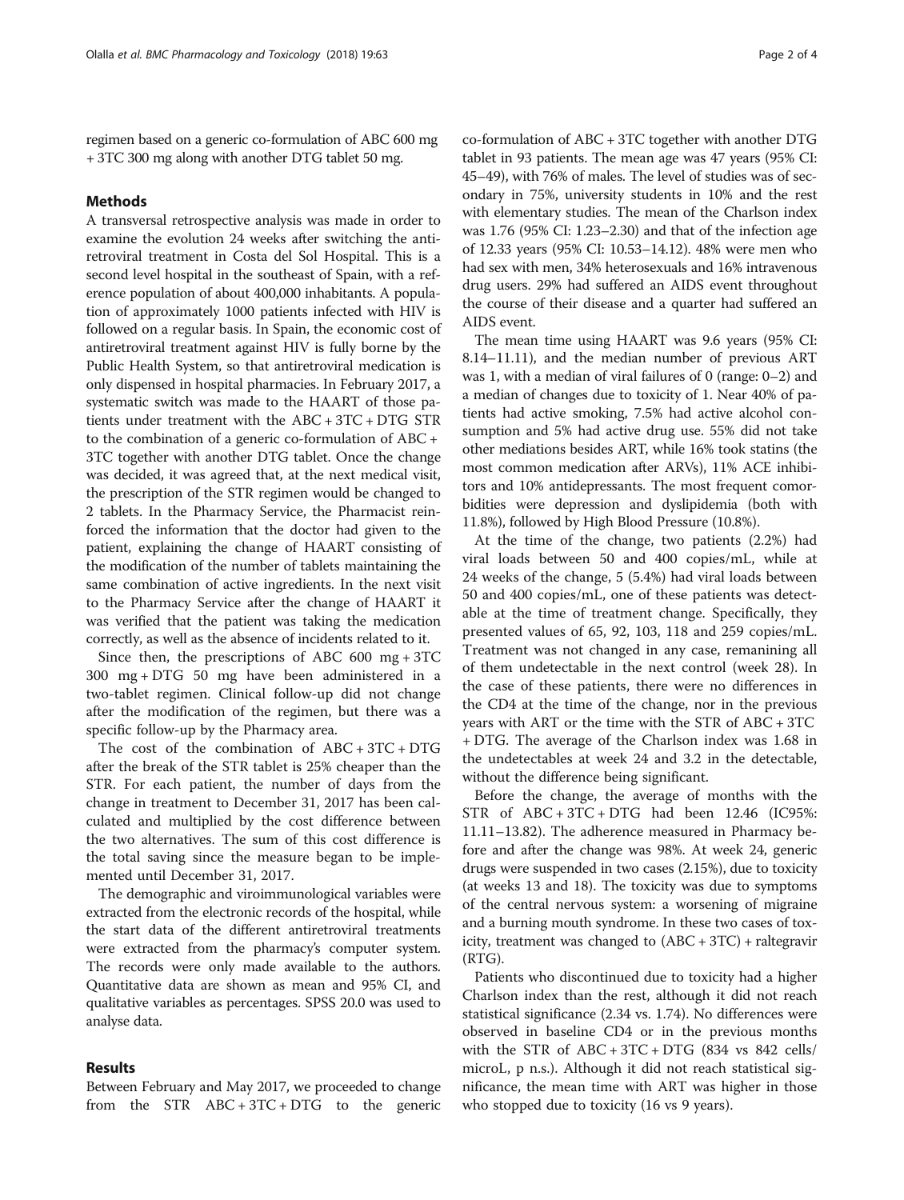regimen based on a generic co-formulation of ABC 600 mg + 3TC 300 mg along with another DTG tablet 50 mg.

## Methods

A transversal retrospective analysis was made in order to examine the evolution 24 weeks after switching the antiretroviral treatment in Costa del Sol Hospital. This is a second level hospital in the southeast of Spain, with a reference population of about 400,000 inhabitants. A population of approximately 1000 patients infected with HIV is followed on a regular basis. In Spain, the economic cost of antiretroviral treatment against HIV is fully borne by the Public Health System, so that antiretroviral medication is only dispensed in hospital pharmacies. In February 2017, a systematic switch was made to the HAART of those patients under treatment with the ABC + 3TC + DTG STR to the combination of a generic co-formulation of ABC + 3TC together with another DTG tablet. Once the change was decided, it was agreed that, at the next medical visit, the prescription of the STR regimen would be changed to 2 tablets. In the Pharmacy Service, the Pharmacist reinforced the information that the doctor had given to the patient, explaining the change of HAART consisting of the modification of the number of tablets maintaining the same combination of active ingredients. In the next visit to the Pharmacy Service after the change of HAART it was verified that the patient was taking the medication correctly, as well as the absence of incidents related to it.

Since then, the prescriptions of ABC 600 mg + 3TC 300 mg + DTG 50 mg have been administered in a two-tablet regimen. Clinical follow-up did not change after the modification of the regimen, but there was a specific follow-up by the Pharmacy area.

The cost of the combination of ABC + 3TC + DTG after the break of the STR tablet is 25% cheaper than the STR. For each patient, the number of days from the change in treatment to December 31, 2017 has been calculated and multiplied by the cost difference between the two alternatives. The sum of this cost difference is the total saving since the measure began to be implemented until December 31, 2017.

The demographic and viroimmunological variables were extracted from the electronic records of the hospital, while the start data of the different antiretroviral treatments were extracted from the pharmacy's computer system. The records were only made available to the authors. Quantitative data are shown as mean and 95% CI, and qualitative variables as percentages. SPSS 20.0 was used to analyse data.

## Results

Between February and May 2017, we proceeded to change from the STR ABC + 3TC + DTG to the generic co-formulation of ABC + 3TC together with another DTG tablet in 93 patients. The mean age was 47 years (95% CI: 45–49), with 76% of males. The level of studies was of secondary in 75%, university students in 10% and the rest with elementary studies. The mean of the Charlson index was 1.76 (95% CI: 1.23–2.30) and that of the infection age of 12.33 years (95% CI: 10.53–14.12). 48% were men who had sex with men, 34% heterosexuals and 16% intravenous drug users. 29% had suffered an AIDS event throughout the course of their disease and a quarter had suffered an AIDS event.

The mean time using HAART was 9.6 years (95% CI: 8.14–11.11), and the median number of previous ART was 1, with a median of viral failures of 0 (range: 0–2) and a median of changes due to toxicity of 1. Near 40% of patients had active smoking, 7.5% had active alcohol consumption and 5% had active drug use. 55% did not take other mediations besides ART, while 16% took statins (the most common medication after ARVs), 11% ACE inhibitors and 10% antidepressants. The most frequent comorbidities were depression and dyslipidemia (both with 11.8%), followed by High Blood Pressure (10.8%).

At the time of the change, two patients (2.2%) had viral loads between 50 and 400 copies/mL, while at 24 weeks of the change, 5 (5.4%) had viral loads between 50 and 400 copies/mL, one of these patients was detectable at the time of treatment change. Specifically, they presented values of 65, 92, 103, 118 and 259 copies/mL. Treatment was not changed in any case, remanining all of them undetectable in the next control (week 28). In the case of these patients, there were no differences in the CD4 at the time of the change, nor in the previous years with ART or the time with the STR of ABC + 3TC + DTG. The average of the Charlson index was 1.68 in the undetectables at week 24 and 3.2 in the detectable, without the difference being significant.

Before the change, the average of months with the STR of ABC + 3TC + DTG had been 12.46 (IC95%: 11.11–13.82). The adherence measured in Pharmacy before and after the change was 98%. At week 24, generic drugs were suspended in two cases (2.15%), due to toxicity (at weeks 13 and 18). The toxicity was due to symptoms of the central nervous system: a worsening of migraine and a burning mouth syndrome. In these two cases of toxicity, treatment was changed to (ABC + 3TC) + raltegravir (RTG).

Patients who discontinued due to toxicity had a higher Charlson index than the rest, although it did not reach statistical significance (2.34 vs. 1.74). No differences were observed in baseline CD4 or in the previous months with the STR of ABC + 3TC + DTG (834 vs 842 cells/microL, p n.s.). Although it did not reach statistical significance, the mean time with ART was higher in those who stopped due to toxicity (16 vs 9 years).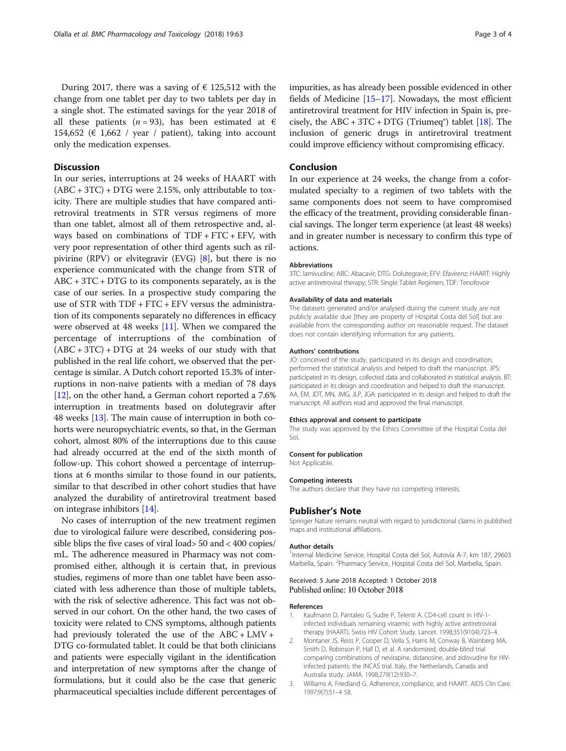During 2017, there was a saving of € 125,512 with the change from one tablet per day to two tablets per day in a single shot. The estimated savings for the year 2018 of all these patients ($n = 93$), has been estimated at € 154,652 (€ 1,662 / year / patient), taking into account only the medication expenses.

## Discussion

In our series, interruptions at 24 weeks of HAART with (ABC + 3TC) + DTG were 2.15%, only attributable to toxicity. There are multiple studies that have compared antiretroviral treatments in STR versus regimens of more than one tablet, almost all of them retrospective and, always based on combinations of TDF + FTC + EFV, with very poor representation of other third agents such as rilpivirine (RPV) or elvitegravir (EVG) [8], but there is no experience communicated with the change from STR of ABC + 3TC + DTG to its components separately, as is the case of our series. In a prospective study comparing the use of STR with TDF + FTC + EFV versus the administration of its components separately no differences in efficacy were observed at 48 weeks [11]. When we compared the percentage of interruptions of the combination of (ABC + 3TC) + DTG at 24 weeks of our study with that published in the real life cohort, we observed that the percentage is similar. A Dutch cohort reported 15.3% of interruptions in non-naive patients with a median of 78 days [12], on the other hand, a German cohort reported a 7.6% interruption in treatments based on dolutegravir after 48 weeks [13]. The main cause of interruption in both cohorts were neuropsychiatric events, so that, in the German cohort, almost 80% of the interruptions due to this cause had already occurred at the end of the sixth month of follow-up. This cohort showed a percentage of interruptions at 6 months similar to those found in our patients, similar to that described in other cohort studies that have analyzed the durability of antiretroviral treatment based on integrase inhibitors [14].

No cases of interruption of the new treatment regimen due to virological failure were described, considering possible blips the five cases of viral load> 50 and < 400 copies/mL. The adherence measured in Pharmacy was not compromised either, although it is certain that, in previous studies, regimens of more than one tablet have been associated with less adherence than those of multiple tablets, with the risk of selective adherence. This fact was not observed in our cohort. On the other hand, the two cases of toxicity were related to CNS symptoms, although patients had previously tolerated the use of the ABC + LMV + DTG co-formulated tablet. It could be that both clinicians and patients were especially vigilant in the identification and interpretation of new symptoms after the change of formulations, but it could also be the case that generic pharmaceutical specialties include different percentages of impurities, as has already been possible evidenced in other fields of Medicine [15–17]. Nowadays, the most efficient antiretroviral treatment for HIV infection in Spain is, precisely, the ABC + 3TC + DTG (Triumeq®) tablet [18]. The inclusion of generic drugs in antiretroviral treatment could improve efficiency without compromising efficacy.

## Conclusion

In our experience at 24 weeks, the change from a coformulated specialty to a regimen of two tablets with the same components does not seem to have compromised the efficacy of the treatment, providing considerable financial savings. The longer term experience (at least 48 weeks) and in greater number is necessary to confirm this type of actions.

#### Abbreviations

3TC: lamivudine; ABC: Abacavir; DTG: Dolutegravir; EFV: Efavirenz; HAART: Highly active antiretroviral therapy; STR: Single Tablet Regimen; TDF: Tenofovoir

#### Availability of data and materials

The datasets generated and/or analysed during the current study are not publicly available due [they are property of Hospital Costa del Sol] but are available from the corresponding author on reasonable request. The dataset does not contain identifying information for any patients.

#### Authors' contributions

JO: conceived of the study, participated in its design and coordination, performed the statistical analysis and helped to draft the manuscript. JPS: participated in its design, collected data and collaborated in statistical analysis. BT: participated in its design and coordination and helped to draft the manuscript. AA, EM, JDT, MN, JMG, JLP, JGA: participated in its design and helped to draft the manuscript. All authors read and approved the final manuscript.

#### Ethics approval and consent to participate

The study was approved by the Ethics Committee of the Hospital Costa del Sol.

#### Consent for publication

Not Applicable.

#### Competing interests

The authors declare that they have no competing interests.

## Publisher's Note

Springer Nature remains neutral with regard to jurisdictional claims in published maps and institutional affiliations.

#### Author details

[1]Internal Medicine Service, Hospital Costa del Sol, Autovía A-7, km 187, 29603 Marbella, Spain. [2]Pharmacy Service, Hospital Costa del Sol, Marbella, Spain.

Received: 5 June 2018 Accepted: 1 October 2018
Published online: 10 October 2018

#### References

1. Kaufmann D, Pantaleo G, Sudre P, Telenti A. CD4-cell count in HIV-1-infected individuals remaining viraemic with highly active antiretroviral therapy (HAART). Swiss HIV Cohort Study. Lancet. 1998;351(9104):723–4.
2. Montaner JS, Reiss P, Cooper D, Vella S, Harris M, Conway B, Wainberg MA, Smith D, Robinson P, Hall D, et al. A randomized, double-blind trial comparing combinations of nevirapine, didanosine, and zidovudine for HIV-infected patients: the INCAS trial. Italy, the Netherlands, Canada and Australia study. JAMA. 1998;279(12):930–7.
3. Williams A, Friedland G. Adherence, compliance, and HAART. AIDS Clin Care. 1997;9(7):51–4 58.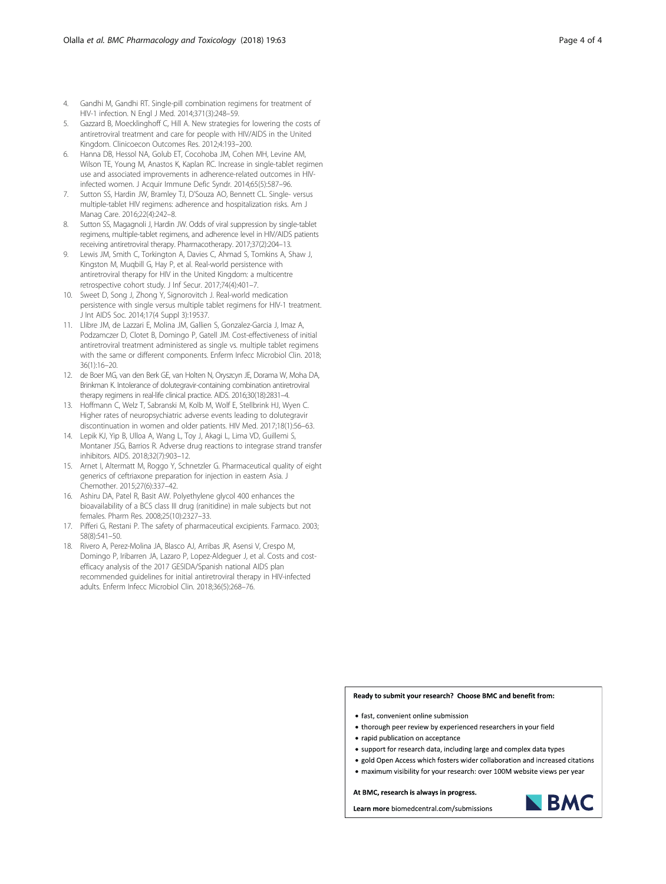4. Gandhi M, Gandhi RT. Single-pill combination regimens for treatment of HIV-1 infection. N Engl J Med. 2014;371(3):248–59.
5. Gazzard B, Moecklinghoff C, Hill A. New strategies for lowering the costs of antiretroviral treatment and care for people with HIV/AIDS in the United Kingdom. Clinicoecon Outcomes Res. 2012;4:193–200.
6. Hanna DB, Hessol NA, Golub ET, Cocohoba JM, Cohen MH, Levine AM, Wilson TE, Young M, Anastos K, Kaplan RC. Increase in single-tablet regimen use and associated improvements in adherence-related outcomes in HIV-infected women. J Acquir Immune Defic Syndr. 2014;65(5):587–96.
7. Sutton SS, Hardin JW, Bramley TJ, D'Souza AO, Bennett CL. Single- versus multiple-tablet HIV regimens: adherence and hospitalization risks. Am J Manag Care. 2016;22(4):242–8.
8. Sutton SS, Magagnoli J, Hardin JW. Odds of viral suppression by single-tablet regimens, multiple-tablet regimens, and adherence level in HIV/AIDS patients receiving antiretroviral therapy. Pharmacotherapy. 2017;37(2):204–13.
9. Lewis JM, Smith C, Torkington A, Davies C, Ahmad S, Tomkins A, Shaw J, Kingston M, Muqbill G, Hay P, et al. Real-world persistence with antiretroviral therapy for HIV in the United Kingdom: a multicentre retrospective cohort study. J Inf Secur. 2017;74(4):401–7.
10. Sweet D, Song J, Zhong Y, Signorovitch J. Real-world medication persistence with single versus multiple tablet regimens for HIV-1 treatment. J Int AIDS Soc. 2014;17(4 Suppl 3):19537.
11. Llibre JM, de Lazzari E, Molina JM, Gallien S, Gonzalez-Garcia J, Imaz A, Podzamczer D, Clotet B, Domingo P, Gatell JM. Cost-effectiveness of initial antiretroviral treatment administered as single vs. multiple tablet regimens with the same or different components. Enferm Infecc Microbiol Clin. 2018; 36(1):16–20.
12. de Boer MG, van den Berk GE, van Holten N, Oryszcyn JE, Dorama W, Moha DA, Brinkman K. Intolerance of dolutegravir-containing combination antiretroviral therapy regimens in real-life clinical practice. AIDS. 2016;30(18):2831–4.
13. Hoffmann C, Welz T, Sabranski M, Kolb M, Wolf E, Stellbrink HJ, Wyen C. Higher rates of neuropsychiatric adverse events leading to dolutegravir discontinuation in women and older patients. HIV Med. 2017;18(1):56–63.
14. Lepik KJ, Yip B, Ulloa A, Wang L, Toy J, Akagi L, Lima VD, Guillemi S, Montaner JSG, Barrios R. Adverse drug reactions to integrase strand transfer inhibitors. AIDS. 2018;32(7):903–12.
15. Arnet I, Altermatt M, Roggo Y, Schnetzler G. Pharmaceutical quality of eight generics of ceftriaxone preparation for injection in eastern Asia. J Chemother. 2015;27(6):337–42.
16. Ashiru DA, Patel R, Basit AW. Polyethylene glycol 400 enhances the bioavailability of a BCS class III drug (ranitidine) in male subjects but not females. Pharm Res. 2008;25(10):2327–33.
17. Pifferi G, Restani P. The safety of pharmaceutical excipients. Farmaco. 2003; 58(8):541–50.
18. Rivero A, Perez-Molina JA, Blasco AJ, Arribas JR, Asensi V, Crespo M, Domingo P, Iribarren JA, Lazaro P, Lopez-Aldeguer J, et al. Costs and cost-efficacy analysis of the 2017 GESIDA/Spanish national AIDS plan recommended guidelines for initial antiretroviral therapy in HIV-infected adults. Enferm Infecc Microbiol Clin. 2018;36(5):268–76.

**Ready to submit your research? Choose BMC and benefit from:**

- fast, convenient online submission
- thorough peer review by experienced researchers in your field
- rapid publication on acceptance
- support for research data, including large and complex data types
- gold Open Access which fosters wider collaboration and increased citations
- maximum visibility for your research: over 100M website views per year

**At BMC, research is always in progress.**

**Learn more** biomedcentral.com/submissions

BMC